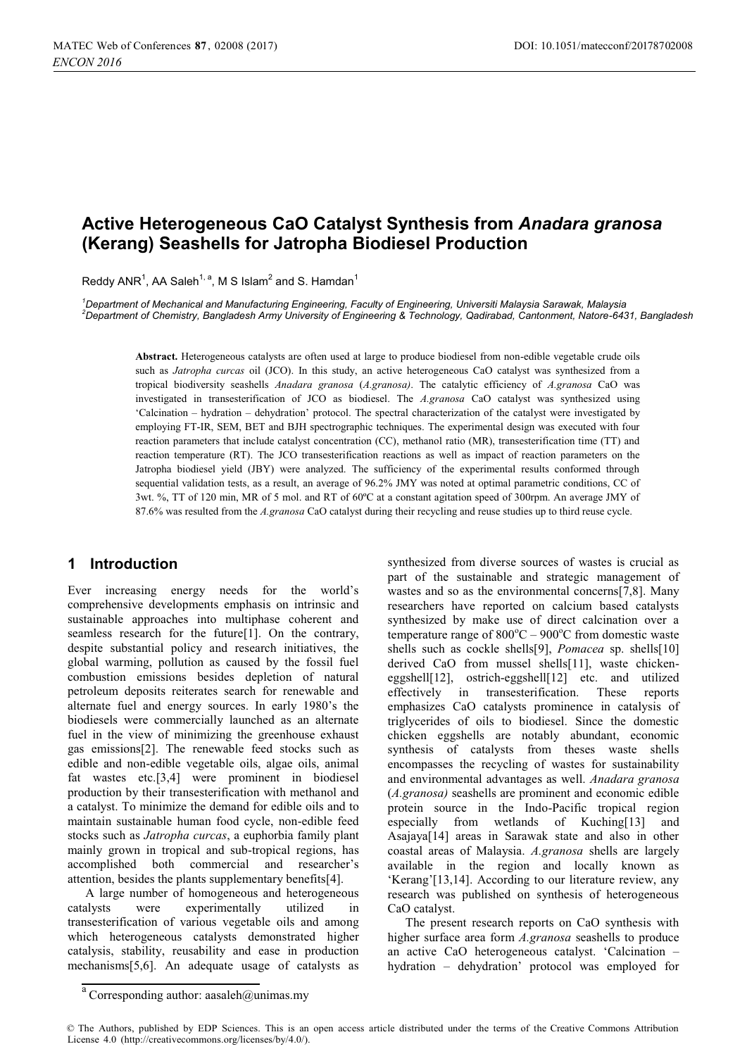# Active Heterogeneous CaO Catalyst Synthesis from *Anadara granosa* (Kerang) Seashells for Jatropha Biodiesel Production

Reddy ANR[1], AA Saleh[1, a], M S Islam[2] and S. Hamdan[1]

[1]*Department of Mechanical and Manufacturing Engineering, Faculty of Engineering, Universiti Malaysia Sarawak, Malaysia*
[2]*Department of Chemistry, Bangladesh Army University of Engineering & Technology, Qadirabad, Cantonment, Natore-6431, Bangladesh*

**Abstract.** Heterogeneous catalysts are often used at large to produce biodiesel from non-edible vegetable crude oils such as *Jatropha curcas* oil (JCO). In this study, an active heterogeneous CaO catalyst was synthesized from a tropical biodiversity seashells *Anadara granosa* (*A.granosa)*. The catalytic efficiency of *A.granosa* CaO was investigated in transesterification of JCO as biodiesel. The *A.granosa* CaO catalyst was synthesized using 'Calcination – hydration – dehydration' protocol. The spectral characterization of the catalyst were investigated by employing FT-IR, SEM, BET and BJH spectrographic techniques. The experimental design was executed with four reaction parameters that include catalyst concentration (CC), methanol ratio (MR), transesterification time (TT) and reaction temperature (RT). The JCO transesterification reactions as well as impact of reaction parameters on the Jatropha biodiesel yield (JBY) were analyzed. The sufficiency of the experimental results conformed through sequential validation tests, as a result, an average of 96.2% JMY was noted at optimal parametric conditions, CC of 3wt. %, TT of 120 min, MR of 5 mol. and RT of 60ºC at a constant agitation speed of 300rpm. An average JMY of 87.6% was resulted from the *A.granosa* CaO catalyst during their recycling and reuse studies up to third reuse cycle.

## 1 Introduction

Ever increasing energy needs for the world's comprehensive developments emphasis on intrinsic and sustainable approaches into multiphase coherent and seamless research for the future[1]. On the contrary, despite substantial policy and research initiatives, the global warming, pollution as caused by the fossil fuel combustion emissions besides depletion of natural petroleum deposits reiterates search for renewable and alternate fuel and energy sources. In early 1980's the biodiesels were commercially launched as an alternate fuel in the view of minimizing the greenhouse exhaust gas emissions[2]. The renewable feed stocks such as edible and non-edible vegetable oils, algae oils, animal fat wastes etc.[3,4] were prominent in biodiesel production by their transesterification with methanol and a catalyst. To minimize the demand for edible oils and to maintain sustainable human food cycle, non-edible feed stocks such as *Jatropha curcas*, a euphorbia family plant mainly grown in tropical and sub-tropical regions, has accomplished both commercial and researcher's attention, besides the plants supplementary benefits[4].

A large number of homogeneous and heterogeneous catalysts were experimentally utilized in transesterification of various vegetable oils and among which heterogeneous catalysts demonstrated higher catalysis, stability, reusability and ease in production mechanisms[5,6]. An adequate usage of catalysts as synthesized from diverse sources of wastes is crucial as part of the sustainable and strategic management of wastes and so as the environmental concerns[7,8]. Many researchers have reported on calcium based catalysts synthesized by make use of direct calcination over a temperature range of $800^oC$ – $900^oC$ from domestic waste shells such as cockle shells[9], *Pomacea* sp. shells[10] derived CaO from mussel shells[11], waste chicken-eggshell[12], ostrich-eggshell[12] etc. and utilized effectively in transesterification. These reports emphasizes CaO catalysts prominence in catalysis of triglycerides of oils to biodiesel. Since the domestic chicken eggshells are notably abundant, economic synthesis of catalysts from theses waste shells encompasses the recycling of wastes for sustainability and environmental advantages as well. *Anadara granosa* (*A.granosa)* seashells are prominent and economic edible protein source in the Indo-Pacific tropical region especially from wetlands of Kuching[13] and Asajaya[14] areas in Sarawak state and also in other coastal areas of Malaysia. *A.granosa* shells are largely available in the region and locally known as 'Kerang'[13,14]. According to our literature review, any research was published on synthesis of heterogeneous CaO catalyst.

The present research reports on CaO synthesis with higher surface area form *A.granosa* seashells to produce an active CaO heterogeneous catalyst. 'Calcination – hydration – dehydration' protocol was employed for

[a] Corresponding author: aasaleh@unimas.my

© The Authors, published by EDP Sciences. This is an open access article distributed under the terms of the Creative Commons Attribution License 4.0 (http://creativecommons.org/licenses/by/4.0/).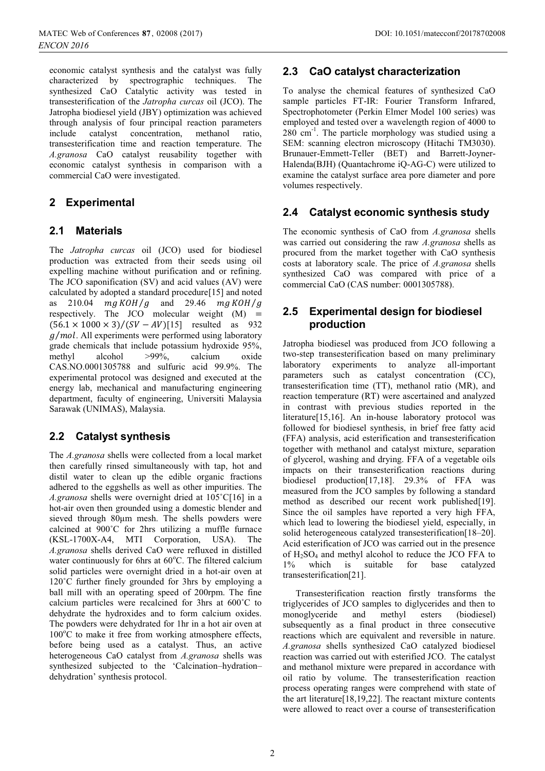economic catalyst synthesis and the catalyst was fully characterized by spectrographic techniques. The synthesized CaO Catalytic activity was tested in transesterification of the *Jatropha* oil (JCO). The Jatropha biodiesel yield (JBY) optimization was achieved through analysis of four principal reaction parameters include catalyst concentration, methanol ratio, transesterification time and reaction temperature. The *A.granosa* CaO catalyst reusability together with economic catalyst synthesis in comparison with a commercial CaO were investigated.

## 2 Experimental

### 2.1 Materials

The *Jatropha curcas* oil (JCO) used for biodiesel production was extracted from their seeds using oil expelling machine without purification and or refining. The JCO saponification (SV) and acid values (AV) were calculated by adopted a standard procedure[15] and noted as 210.04 $mg\,KOH/g$ and 29.46 $mg\,KOH/g$ respectively. The JCO molecular weight $(M) = (56.1 \times 1000 \times 3)/(SV - AV)$[15] resulted as 932 $g/mol$. All experiments were performed using laboratory grade chemicals that include potassium hydroxide 95%, methyl alcohol >99%, calcium oxide CAS.NO.0001305788 and sulfuric acid 99.9%. The experimental protocol was designed and executed at the energy lab, mechanical and manufacturing engineering department, faculty of engineering, Universiti Malaysia Sarawak (UNIMAS), Malaysia.

### 2.2 Catalyst synthesis

The *A.granosa* shells were collected from a local market then carefully rinsed simultaneously with tap, hot and distil water to clean up the edible organic fractions adhered to the eggshells as well as other impurities. The *A.granosa* shells were overnight dried at 105˚C[16] in a hot-air oven then grounded using a domestic blender and sieved through 80μm mesh. The shells powders were calcined at 900˚C for 2hrs utilizing a muffle furnace (KSL-1700X-A4, MTI Corporation, USA). The *A.granosa* shells derived CaO were refluxed in distilled water continuously for 6hrs at 60°C. The filtered calcium solid particles were overnight dried in a hot-air oven at 120˚C further finely grounded for 3hrs by employing a ball mill with an operating speed of 200rpm. The fine calcium particles were recalcined for 3hrs at 600˚C to dehydrate the hydroxides and to form calcium oxides. The powders were dehydrated for 1hr in a hot air oven at 100°C to make it free from working atmosphere effects, before being used as a catalyst. Thus, an active heterogeneous CaO catalyst from *A.granosa* shells was synthesized subjected to the 'Calcination–hydration–dehydration' synthesis protocol.

### 2.3 CaO catalyst characterization

To analyse the chemical features of synthesized CaO sample particles FT-IR: Fourier Transform Infrared, Spectrophotometer (Perkin Elmer Model 100 series) was employed and tested over a wavelength region of 4000 to 280 $cm^{-1}$. The particle morphology was studied using a SEM: scanning electron microscopy (Hitachi TM3030). Brunauer-Emmett-Teller (BET) and Barrett-Joyner-Halenda(BJH) (Quantachrome iQ-AG-C) were utilized to examine the catalyst surface area pore diameter and pore volumes respectively.

### 2.4 Catalyst economic synthesis study

The economic synthesis of CaO from *A.granosa* shells was carried out considering the raw *A.granosa* shells as procured from the market together with CaO synthesis costs at laboratory scale. The price of *A.granosa* shells synthesized CaO was compared with price of a commercial CaO (CAS number: 0001305788).

### 2.5 Experimental design for biodiesel production

Jatropha biodiesel was produced from JCO following a two-step transesterification based on many preliminary laboratory experiments to analyze all-important parameters such as catalyst concentration (CC), transesterification time (TT), methanol ratio (MR), and reaction temperature (RT) were ascertained and analyzed in contrast with previous studies reported in the literature[15,16]. An in-house laboratory protocol was followed for biodiesel synthesis, in brief free fatty acid (FFA) analysis, acid esterification and transesterification together with methanol and catalyst mixture, separation of glycerol, washing and drying. FFA of a vegetable oils impacts on their transesterification reactions during biodiesel production[17,18]. 29.3% of FFA was measured from the JCO samples by following a standard method as described our recent work published[19]. Since the oil samples have reported a very high FFA, which lead to lowering the biodiesel yield, especially, in solid heterogeneous catalyzed transesterification[18–20]. Acid esterification of JCO was carried out in the presence of $H_2SO_4$ and methyl alcohol to reduce the JCO FFA to 1% which is suitable for base catalyzed transesterification[21].

Transesterification reaction firstly transforms the triglycerides of JCO samples to diglycerides and then to monoglyceride and methyl esters (biodiesel) subsequently as a final product in three consecutive reactions which are equivalent and reversible in nature. *A.granosa* shells synthesized CaO catalyzed biodiesel reaction was carried out with esterified JCO. The catalyst and methanol mixture were prepared in accordance with oil ratio by volume. The transesterification reaction process operating ranges were comprehend with state of the art literature[18,19,22]. The reactant mixture contents were allowed to react over a course of transesterification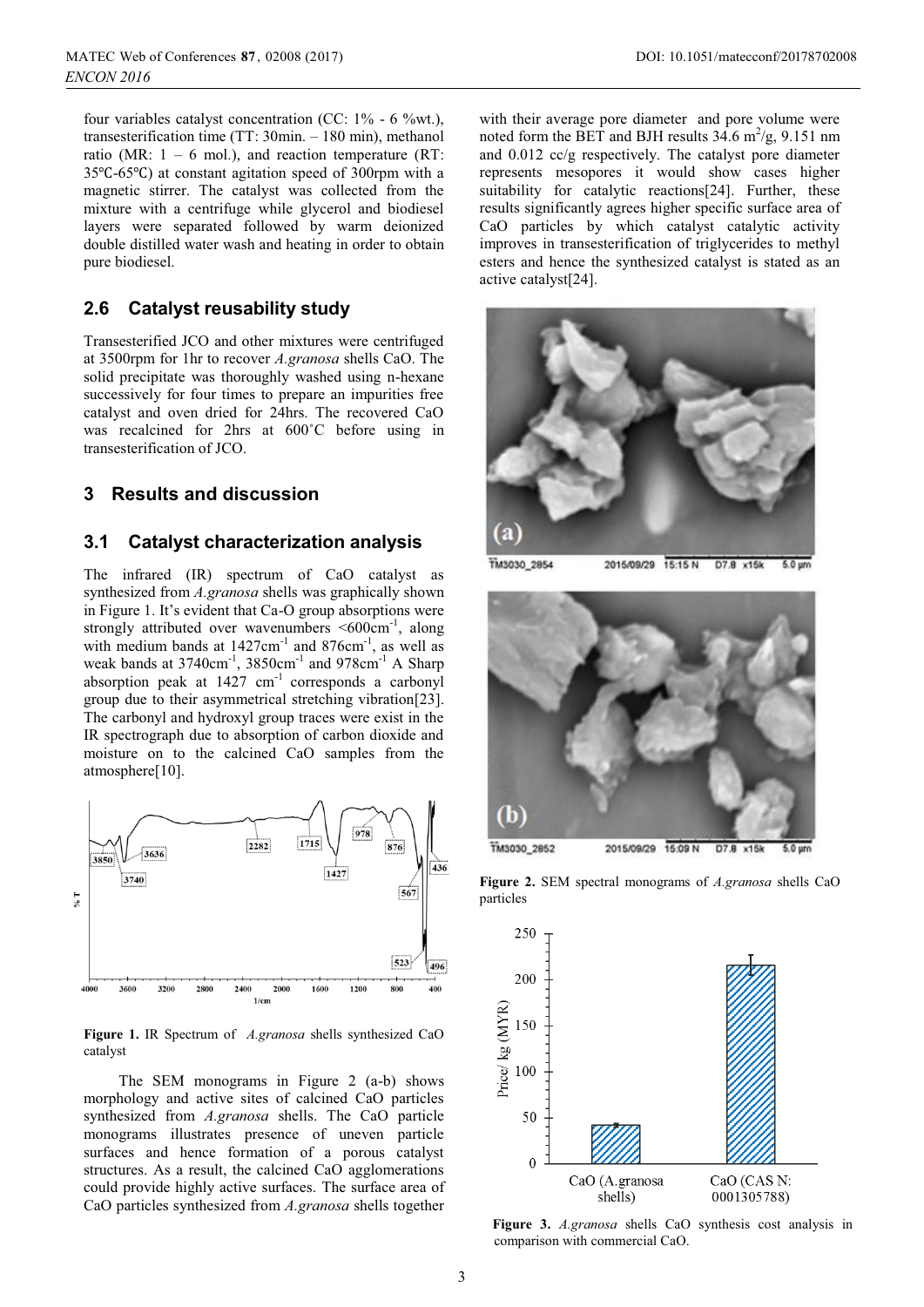four variables catalyst concentration (CC: 1% - 6 %wt.), transesterification time (TT: 30min. – 180 min), methanol ratio (MR: 1 – 6 mol.), and reaction temperature (RT: 35℃-65℃) at constant agitation speed of 300rpm with a magnetic stirrer. The catalyst was collected from the mixture with a centrifuge while glycerol and biodiesel layers were separated followed by warm deionized double distilled water wash and heating in order to obtain pure biodiesel.

## 2.6 Catalyst reusability study

Transesterified JCO and other mixtures were centrifuged at 3500rpm for 1hr to recover *A.granosa* shells CaO. The solid precipitate was thoroughly washed using n-hexane successively for four times to prepare an impurities free catalyst and oven dried for 24hrs. The recovered CaO was recalcined for 2hrs at 600˚C before using in transesterification of JCO.

# 3 Results and discussion

## 3.1 Catalyst characterization analysis

The infrared (IR) spectrum of CaO catalyst as synthesized from *A.granosa* shells was graphically shown in Figure 1. It's evident that Ca-O group absorptions were strongly attributed over wavenumbers <600cm$^{-1}$, along with medium bands at 1427cm$^{-1}$ and 876cm$^{-1}$, as well as weak bands at 3740cm$^{-1}$, 3850cm$^{-1}$ and 978cm$^{-1}$ A Sharp absorption peak at 1427 cm$^{-1}$ corresponds a carbonyl group due to their asymmetrical stretching vibration[23]. The carbonyl and hydroxyl group traces were exist in the IR spectrograph due to absorption of carbon dioxide and moisture on to the calcined CaO samples from the atmosphere[10].

**Figure 1.** IR Spectrum of *A.granosa* shells synthesized CaO catalyst

The SEM monograms in Figure 2 (a-b) shows morphology and active sites of calcined CaO particles synthesized from *A.granosa* shells. The CaO particle monograms illustrates presence of uneven particle surfaces and hence formation of a porous catalyst structures. As a result, the calcined CaO agglomerations could provide highly active surfaces. The surface area of CaO particles synthesized from *A.granosa* shells together with their average pore diameter and pore volume were noted form the BET and BJH results 34.6 m$^2$/g, 9.151 nm and 0.012 cc/g respectively. The catalyst pore diameter represents mesopores it would show cases higher suitability for catalytic reactions[24]. Further, these results significantly agrees higher specific surface area of CaO particles by which catalyst catalytic activity improves in transesterification of triglycerides to methyl esters and hence the synthesized catalyst is stated as an active catalyst[24].

**Figure 2.** SEM spectral monograms of *A.granosa* shells CaO particles

**Figure 3.** *A.granosa* shells CaO synthesis cost analysis in comparison with commercial CaO.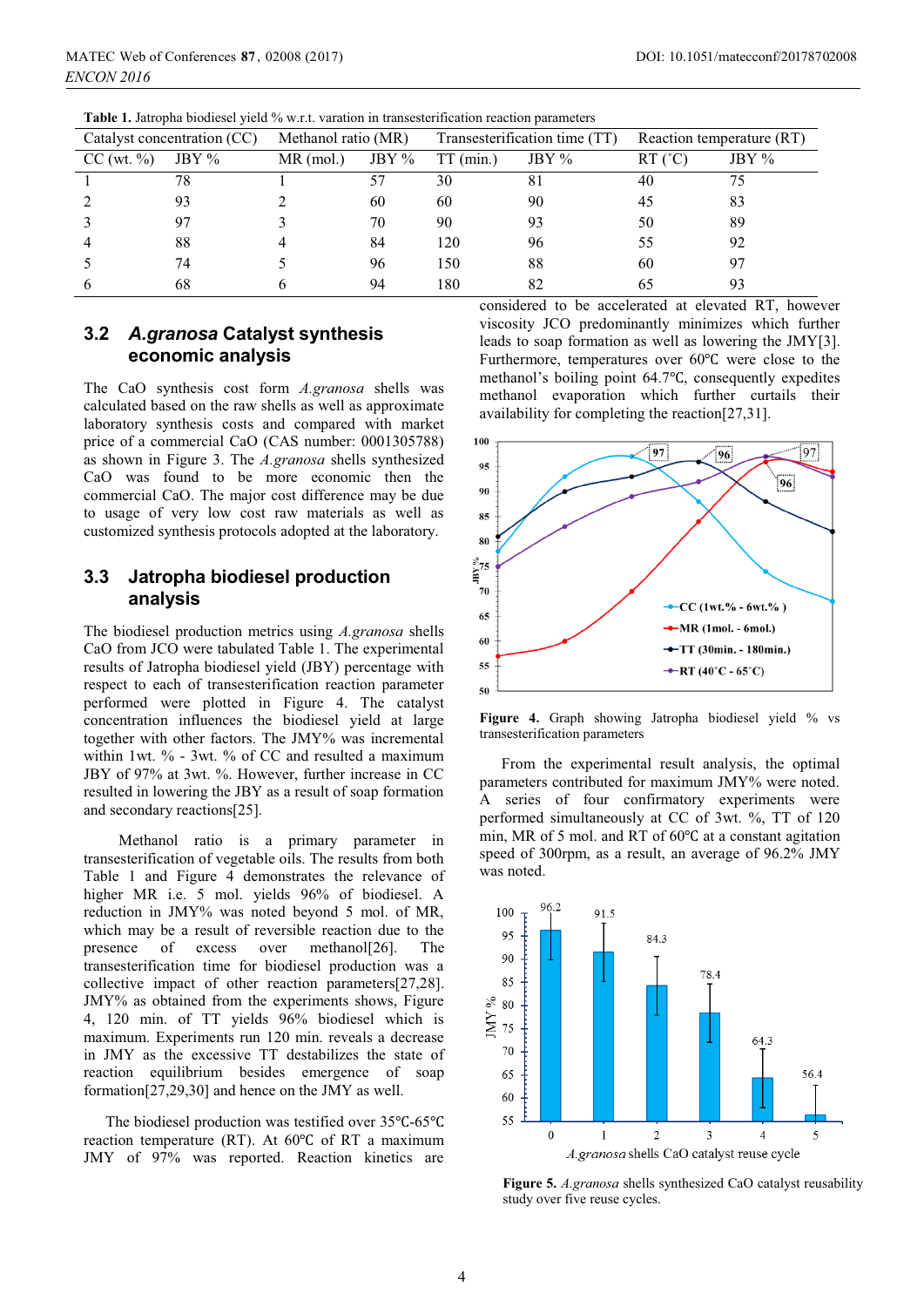**Table 1.** Jatropha biodiesel yield % w.r.t. variation in transesterification reaction parameters

| Catalyst concentration (CC) | | Methanol ratio (MR) | | Transesterification time (TT) | | Reaction temperature (RT) | |
|---|---|---|---|---|---|---|---|
| CC (wt. %) | JBY % | MR (mol.) | JBY % | TT (min.) | JBY % | RT (˚C) | JBY % |
| 1 | 78 | 1 | 57 | 30 | 81 | 40 | 75 |
| 2 | 93 | 2 | 60 | 60 | 90 | 45 | 83 |
| 3 | 97 | 3 | 70 | 90 | 93 | 50 | 89 |
| 4 | 88 | 4 | 84 | 120 | 96 | 55 | 92 |
| 5 | 74 | 5 | 96 | 150 | 88 | 60 | 97 |
| 6 | 68 | 6 | 94 | 180 | 82 | 65 | 93 |

## 3.2 *A.granosa* Catalyst synthesis economic analysis

The CaO synthesis cost form *A.granosa* shells was calculated based on the raw shells as well as approximate laboratory synthesis costs and compared with market price of a commercial CaO (CAS number: 0001305788) as shown in Figure 3. The *A.granosa* shells synthesized CaO was found to be more economic then the commercial CaO. The major cost difference may be due to usage of very low cost raw materials as well as customized synthesis protocols adopted at the laboratory.

## 3.3 Jatropha biodiesel production analysis

The biodiesel production metrics using *A.granosa* shells CaO from JCO were tabulated Table 1. The experimental results of Jatropha biodiesel yield (JBY) percentage with respect to each of transesterification reaction parameter performed were plotted in Figure 4. The catalyst concentration influences the biodiesel yield at large together with other factors. The JMY% was incremental within 1wt. % - 3wt. % of CC and resulted a maximum JBY of 97% at 3wt. %. However, further increase in CC resulted in lowering the JBY as a result of soap formation and secondary reactions[25].

Methanol ratio is a primary parameter in transesterification of vegetable oils. The results from both Table 1 and Figure 4 demonstrates the relevance of higher MR i.e. 5 mol. yields 96% of biodiesel. A reduction in JMY% was noted beyond 5 mol. of MR, which may be a result of reversible reaction due to the presence of excess over methanol[26]. The transesterification time for biodiesel production was a collective impact of other reaction parameters[27,28]. JMY% as obtained from the experiments shows, Figure 4, 120 min. of TT yields 96% biodiesel which is maximum. Experiments run 120 min. reveals a decrease in JMY as the excessive TT destabilizes the state of reaction equilibrium besides emergence of soap formation[27,29,30] and hence on the JMY as well.

The biodiesel production was testified over 35℃-65℃ reaction temperature (RT). At 60℃ of RT a maximum JMY of 97% was reported. Reaction kinetics are considered to be accelerated at elevated RT, however viscosity JCO predominantly minimizes which further leads to soap formation as well as lowering the JMY[3]. Furthermore, temperatures over 60℃ were close to the methanol's boiling point 64.7℃, consequently expedites methanol evaporation which further curtails their availability for completing the reaction[27,31].

**Figure 4.** Graph showing Jatropha biodiesel yield % vs transesterification parameters

From the experimental result analysis, the optimal parameters contributed for maximum JMY% were noted. A series of four confirmatory experiments were performed simultaneously at CC of 3wt. %, TT of 120 min, MR of 5 mol. and RT of 60℃ at a constant agitation speed of 300rpm, as a result, an average of 96.2% JMY was noted.

**Figure 5.** *A.granosa* shells synthesized CaO catalyst reusability study over five reuse cycles.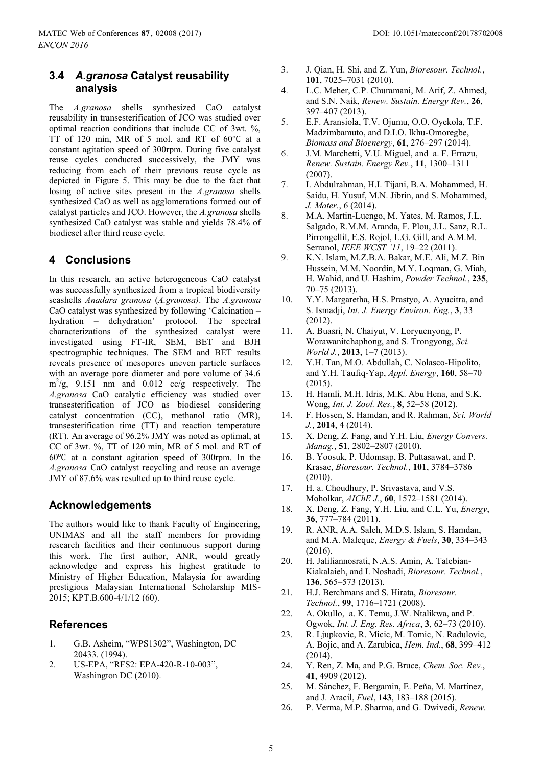### 3.4 *A.granosa* Catalyst reusability analysis

The *A.granosa* shells synthesized CaO catalyst reusability in transesterification of JCO was studied over optimal reaction conditions that include CC of 3wt. %, TT of 120 min, MR of 5 mol. and RT of 60℃ at a constant agitation speed of 300rpm. During five catalyst reuse cycles conducted successively, the JMY was reducing from each of their previous reuse cycle as depicted in Figure 5. This may be due to the fact that losing of active sites present in the *A.granosa* shells synthesized CaO as well as agglomerations formed out of catalyst particles and JCO. However, the *A.granosa* shells synthesized CaO catalyst was stable and yields 78.4% of biodiesel after third reuse cycle.

## 4 Conclusions

In this research, an active heterogeneous CaO catalyst was successfully synthesized from a tropical biodiversity seashells *Anadara granosa* (*A.granosa)*. The *A.granosa* CaO catalyst was synthesized by following 'Calcination – hydration – dehydration' protocol. The spectral characterizations of the synthesized catalyst were investigated using FT-IR, SEM, BET and BJH spectrographic techniques. The SEM and BET results reveals presence of mesopores uneven particle surfaces with an average pore diameter and pore volume of 34.6 $m^2/g$, 9.151 nm and 0.012 cc/g respectively. The *A.granosa* CaO catalytic efficiency was studied over transesterification of JCO as biodiesel considering catalyst concentration (CC), methanol ratio (MR), transesterification time (TT) and reaction temperature (RT). An average of 96.2% JMY was noted as optimal, at CC of 3wt. %, TT of 120 min, MR of 5 mol. and RT of 60℃ at a constant agitation speed of 300rpm. In the *A.granosa* CaO catalyst recycling and reuse an average JMY of 87.6% was resulted up to third reuse cycle.

## Acknowledgements

The authors would like to thank Faculty of Engineering, UNIMAS and all the staff members for providing research facilities and their continuous support during this work. The first author, ANR, would greatly acknowledge and express his highest gratitude to Ministry of Higher Education, Malaysia for awarding prestigious Malaysian International Scholarship MIS-2015; KPT.B.600-4/1/12 (60).

## References

1. G.B. Asheim, "WPS1302", Washington, DC 20433. (1994).
2. US-EPA, "RFS2: EPA-420-R-10-003", Washington DC (2010).
3. J. Qian, H. Shi, and Z. Yun, *Bioresour. Technol.*, **101**, 7025–7031 (2010).
4. L.C. Meher, C.P. Churamani, M. Arif, Z. Ahmed, and S.N. Naik, *Renew. Sustain. Energy Rev.*, **26**, 397–407 (2013).
5. E.F. Aransiola, T.V. Ojumu, O.O. Oyekola, T.F. Madzimbamuto, and D.I.O. Ikhu-Omoregbe, *Biomass and Bioenergy*, **61**, 276–297 (2014).
6. J.M. Marchetti, V.U. Miguel, and a. F. Errazu, *Renew. Sustain. Energy Rev.*, **11**, 1300–1311 (2007).
7. I. Abdulrahman, H.I. Tijani, B.A. Mohammed, H. Saidu, H. Yusuf, M.N. Jibrin, and S. Mohammed, *J. Mater.*, 6 (2014).
8. M.A. Martin-Luengo, M. Yates, M. Ramos, J.L. Salgado, R.M.M. Aranda, F. Plou, J.L. Sanz, R.L. Pirrongellil, E.S. Rojol, L.G. Gill, and A.M.M. Serranol, *IEEE WCST '11*, 19–22 (2011).
9. K.N. Islam, M.Z.B.A. Bakar, M.E. Ali, M.Z. Bin Hussein, M.M. Noordin, M.Y. Loqman, G. Miah, H. Wahid, and U. Hashim, *Powder Technol.*, **235**, 70–75 (2013).
10. Y.Y. Margaretha, H.S. Prastyo, A. Ayucitra, and S. Ismadji, *Int. J. Energy Environ. Eng.*, **3**, 33 (2012).
11. A. Buasri, N. Chaiyut, V. Loryuenyong, P. Worawanitchaphong, and S. Trongyong, *Sci. World J.*, **2013**, 1–7 (2013).
12. Y.H. Tan, M.O. Abdullah, C. Nolasco-Hipolito, and Y.H. Taufiq-Yap, *Appl. Energy*, **160**, 58–70 (2015).
13. H. Hamli, M.H. Idris, M.K. Abu Hena, and S.K. Wong, *Int. J. Zool. Res.*, **8**, 52–58 (2012).
14. F. Hossen, S. Hamdan, and R. Rahman, *Sci. World J.*, **2014**, 4 (2014).
15. X. Deng, Z. Fang, and Y.H. Liu, *Energy Convers. Manag.*, **51**, 2802–2807 (2010).
16. B. Yoosuk, P. Udomsap, B. Puttasawat, and P. Krasae, *Bioresour. Technol.*, **101**, 3784–3786 (2010).
17. H. a. Choudhury, P. Srivastava, and V.S. Moholkar, *AIChE J.*, **60**, 1572–1581 (2014).
18. X. Deng, Z. Fang, Y.H. Liu, and C.L. Yu, *Energy*, **36**, 777–784 (2011).
19. R. ANR, A.A. Saleh, M.D.S. Islam, S. Hamdan, and M.A. Maleque, *Energy & Fuels*, **30**, 334–343 (2016).
20. H. Jaliliannosrati, N.A.S. Amin, A. Talebian-Kiakalaieh, and I. Noshadi, *Bioresour. Technol.*, **136**, 565–573 (2013).
21. H.J. Berchmans and S. Hirata, *Bioresour. Technol.*, **99**, 1716–1721 (2008).
22. A. Okullo, a. K. Temu, J.W. Ntalikwa, and P. Ogwok, *Int. J. Eng. Res. Africa*, **3**, 62–73 (2010).
23. R. Ljupkovic, R. Micic, M. Tomic, N. Radulovic, A. Bojic, and A. Zarubica, *Hem. Ind.*, **68**, 399–412 (2014).
24. Y. Ren, Z. Ma, and P.G. Bruce, *Chem. Soc. Rev.*, **41**, 4909 (2012).
25. M. Sánchez, F. Bergamin, E. Peña, M. Martínez, and J. Aracil, *Fuel*, **143**, 183–188 (2015).
26. P. Verma, M.P. Sharma, and G. Dwivedi, *Renew.*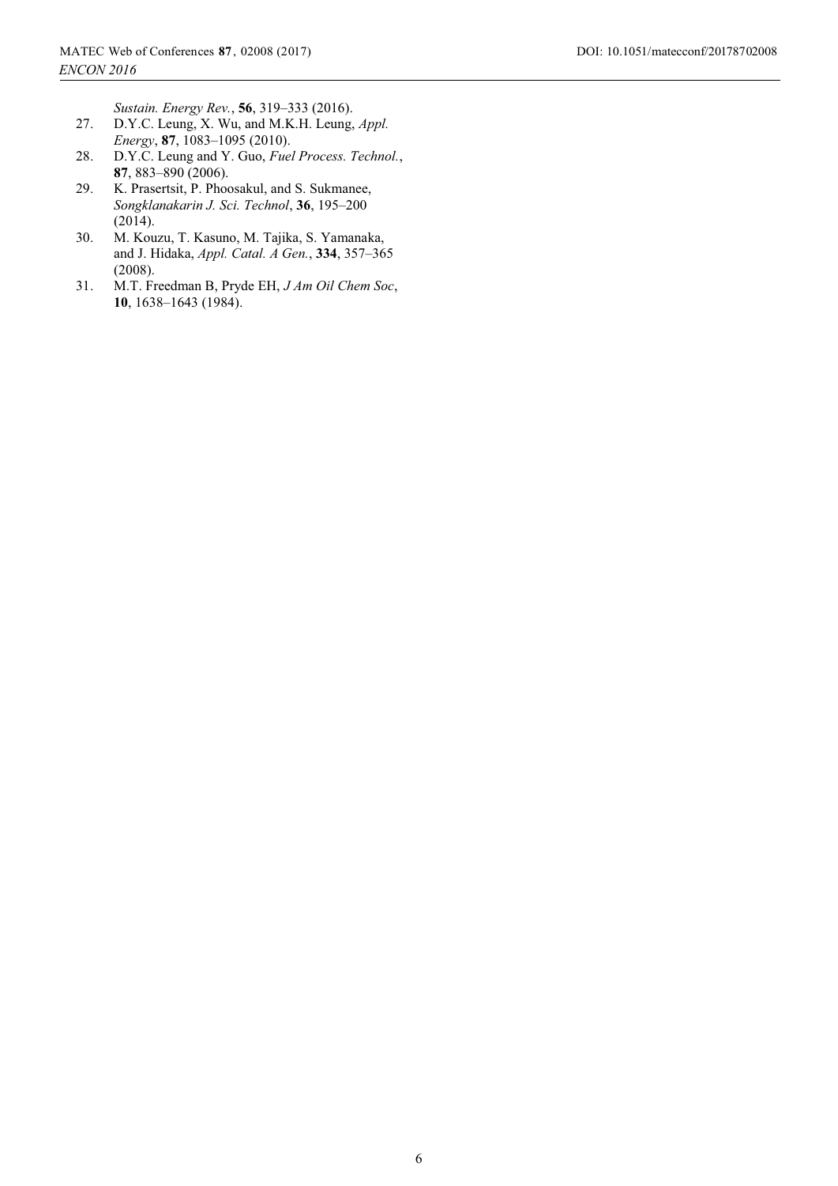*Sustain. Energy Rev.*, **56**, 319–333 (2016).

27. D.Y.C. Leung, X. Wu, and M.K.H. Leung, *Appl. Energy*, **87**, 1083–1095 (2010).
28. D.Y.C. Leung and Y. Guo, *Fuel Process. Technol.*, **87**, 883–890 (2006).
29. K. Prasertsit, P. Phoosakul, and S. Sukmanee, *Songklanakarin J. Sci. Technol*, **36**, 195–200 (2014).
30. M. Kouzu, T. Kasuno, M. Tajika, S. Yamanaka, and J. Hidaka, *Appl. Catal. A Gen.*, **334**, 357–365 (2008).
31. M.T. Freedman B, Pryde EH, *J Am Oil Chem Soc*, **10**, 1638–1643 (1984).